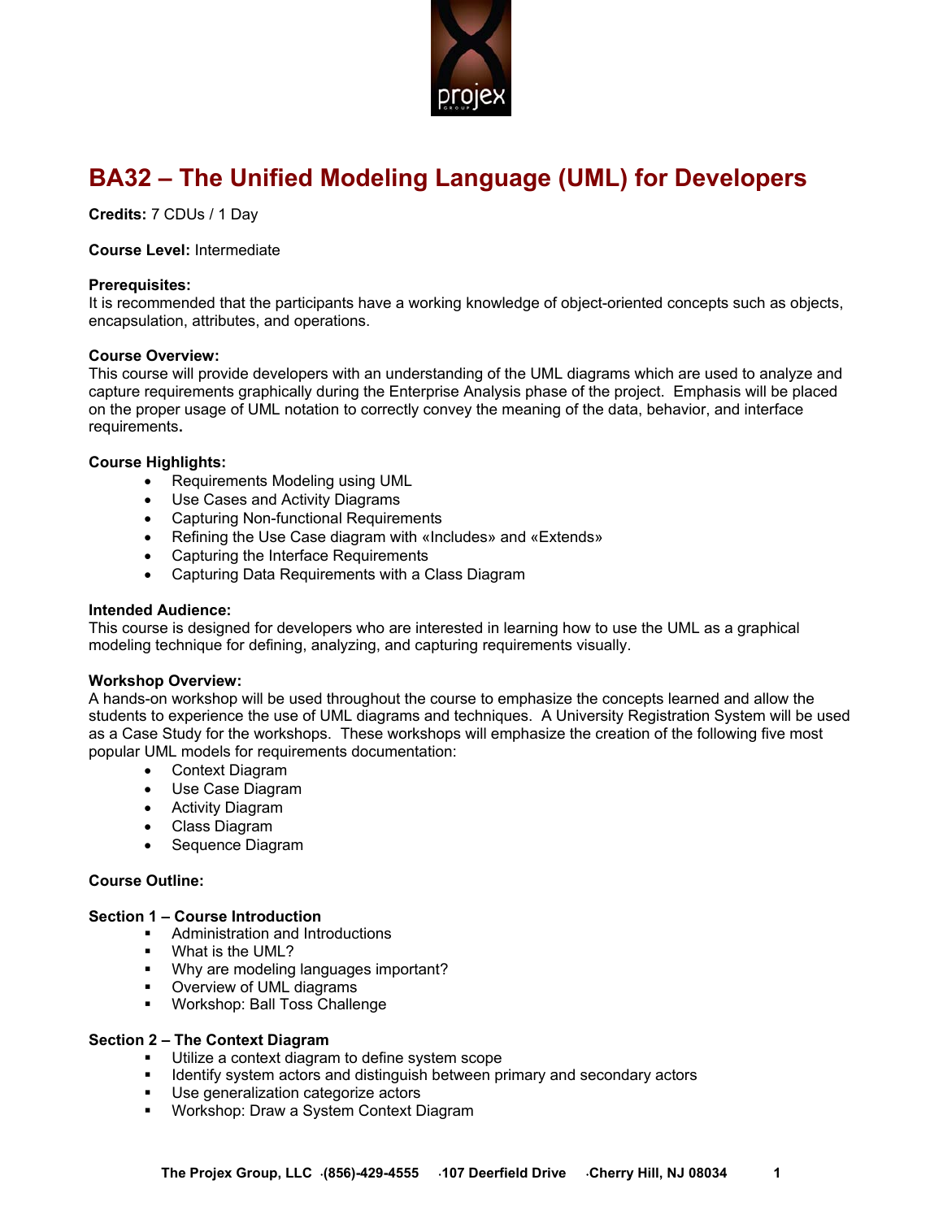# BA32 – The Unified Modeling Language (UML) for Developers

**Credits:** 7 CDUs / 1 Day

**Course Level:** Intermediate

**Prerequisites:**
It is recommended that the participants have a working knowledge of object-oriented concepts such as objects, encapsulation, attributes, and operations.

**Course Overview:**
This course will provide developers with an understanding of the UML diagrams which are used to analyze and capture requirements graphically during the Enterprise Analysis phase of the project. Emphasis will be placed on the proper usage of UML notation to correctly convey the meaning of the data, behavior, and interface requirements**.**

**Course Highlights:**

- Requirements Modeling using UML
- Use Cases and Activity Diagrams
- Capturing Non-functional Requirements
- Refining the Use Case diagram with «Includes» and «Extends»
- Capturing the Interface Requirements
- Capturing Data Requirements with a Class Diagram

**Intended Audience:**
This course is designed for developers who are interested in learning how to use the UML as a graphical modeling technique for defining, analyzing, and capturing requirements visually.

**Workshop Overview:**
A hands-on workshop will be used throughout the course to emphasize the concepts learned and allow the students to experience the use of UML diagrams and techniques. A University Registration System will be used as a Case Study for the workshops. These workshops will emphasize the creation of the following five most popular UML models for requirements documentation:

- Context Diagram
- Use Case Diagram
- Activity Diagram
- Class Diagram
- Sequence Diagram

**Course Outline:**

**Section 1 – Course Introduction**

- Administration and Introductions
- What is the UML?
- Why are modeling languages important?
- Overview of UML diagrams
- Workshop: Ball Toss Challenge

**Section 2 – The Context Diagram**

- Utilize a context diagram to define system scope
- Identify system actors and distinguish between primary and secondary actors
- Use generalization categorize actors
- Workshop: Draw a System Context Diagram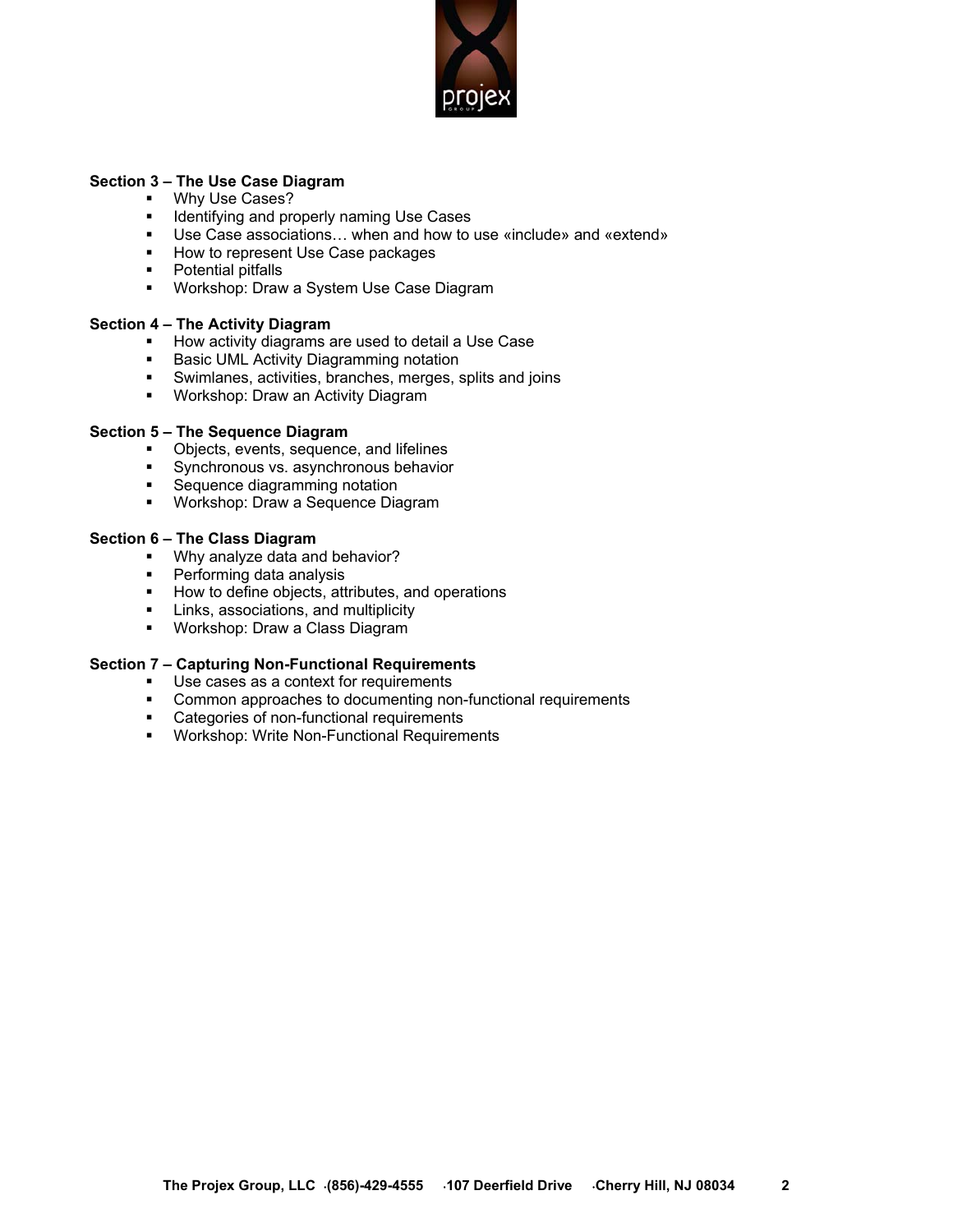**Section 3 – The Use Case Diagram**

- Why Use Cases?
- Identifying and properly naming Use Cases
- Use Case associations… when and how to use «include» and «extend»
- How to represent Use Case packages
- Potential pitfalls
- Workshop: Draw a System Use Case Diagram

**Section 4 – The Activity Diagram**

- How activity diagrams are used to detail a Use Case
- Basic UML Activity Diagramming notation
- Swimlanes, activities, branches, merges, splits and joins
- Workshop: Draw an Activity Diagram

**Section 5 – The Sequence Diagram**

- Objects, events, sequence, and lifelines
- Synchronous vs. asynchronous behavior
- Sequence diagramming notation
- Workshop: Draw a Sequence Diagram

**Section 6 – The Class Diagram**

- Why analyze data and behavior?
- Performing data analysis
- How to define objects, attributes, and operations
- Links, associations, and multiplicity
- Workshop: Draw a Class Diagram

**Section 7 – Capturing Non-Functional Requirements**

- Use cases as a context for requirements
- Common approaches to documenting non-functional requirements
- Categories of non-functional requirements
- Workshop: Write Non-Functional Requirements